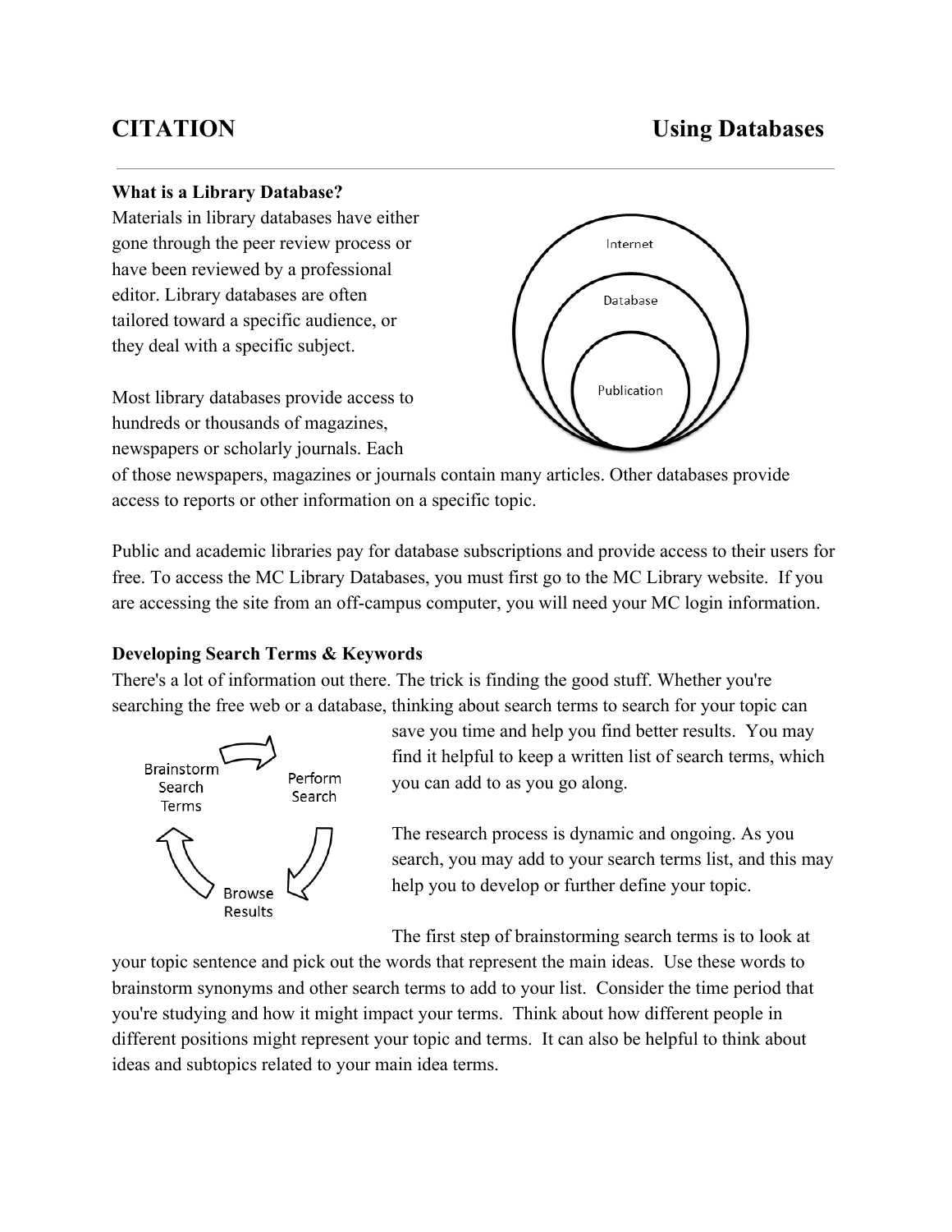# CITATION Using Databases

### What is a Library Database?

Materials in library databases have either gone through the peer review process or have been reviewed by a professional editor. Library databases are often tailored toward a specific audience, or they deal with a specific subject.

Most library databases provide access to hundreds or thousands of magazines, newspapers or scholarly journals. Each of those newspapers, magazines or journals contain many articles. Other databases provide access to reports or other information on a specific topic.

Public and academic libraries pay for database subscriptions and provide access to their users for free. To access the MC Library Databases, you must first go to the MC Library website. If you are accessing the site from an off-campus computer, you will need your MC login information.

### Developing Search Terms & Keywords

There's a lot of information out there. The trick is finding the good stuff. Whether you're searching the free web or a database, thinking about search terms to search for your topic can save you time and help you find better results. You may find it helpful to keep a written list of search terms, which you can add to as you go along.

The research process is dynamic and ongoing. As you search, you may add to your search terms list, and this may help you to develop or further define your topic.

The first step of brainstorming search terms is to look at your topic sentence and pick out the words that represent the main ideas. Use these words to brainstorm synonyms and other search terms to add to your list. Consider the time period that you're studying and how it might impact your terms. Think about how different people in different positions might represent your topic and terms. It can also be helpful to think about ideas and subtopics related to your main idea terms.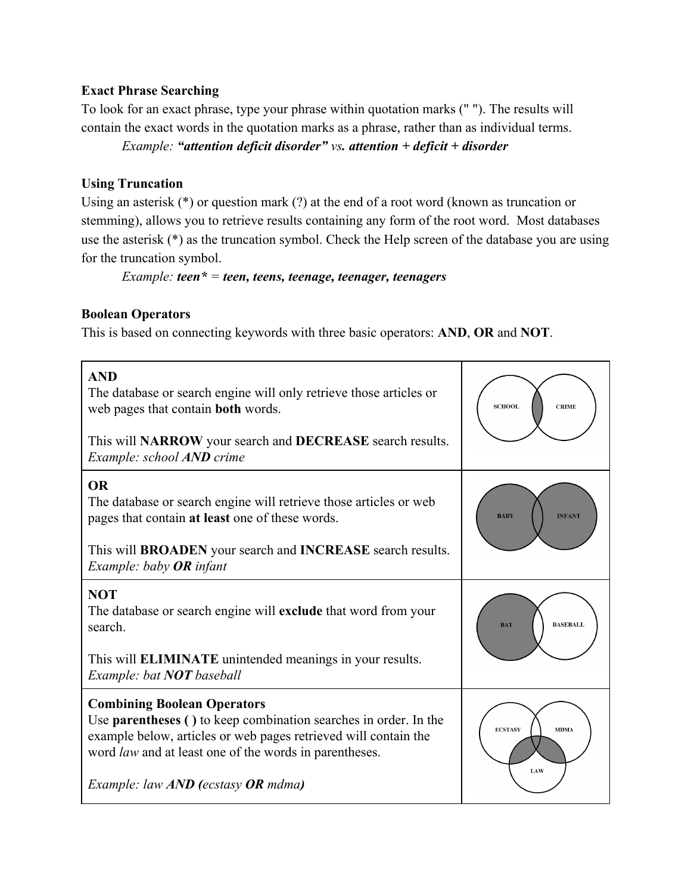**Exact Phrase Searching**

To look for an exact phrase, type your phrase within quotation marks (" "). The results will contain the exact words in the quotation marks as a phrase, rather than as individual terms.

*Example:* ***"attention deficit disorder"*** *vs.* ***attention + deficit + disorder***

**Using Truncation**

Using an asterisk (*) or question mark (?) at the end of a root word (known as truncation or stemming), allows you to retrieve results containing any form of the root word. Most databases use the asterisk (*) as the truncation symbol. Check the Help screen of the database you are using for the truncation symbol.

*Example:* ***teen**** = ***teen, teens, teenage, teenager, teenagers***

**Boolean Operators**

This is based on connecting keywords with three basic operators: **AND**, **OR** and **NOT**.

| | |
|---|---|
| **AND**<br>The database or search engine will only retrieve those articles or web pages that contain **both** words.<br><br>This will **NARROW** your search and **DECREASE** search results.<br>*Example: school **AND** crime* | SCHOOL<br>CRIME |
| **OR**<br>The database or search engine will retrieve those articles or web pages that contain **at least** one of these words.<br><br>This will **BROADEN** your search and **INCREASE** search results.<br>*Example: baby **OR** infant* | BABY<br>INFANT |
| **NOT**<br>The database or search engine will **exclude** that word from your search.<br><br>This will **ELIMINATE** unintended meanings in your results.<br>*Example: bat **NOT** baseball* | BAT<br>BASEBALL |
| **Combining Boolean Operators**<br>Use **parentheses ( )** to keep combination searches in order. In the example below, articles or web pages retrieved will contain the word *law* and at least one of the words in parentheses.<br><br>*Example: law **AND (**ecstasy **OR** mdma**)*** | ECSTASY<br>MDMA<br>LAW |